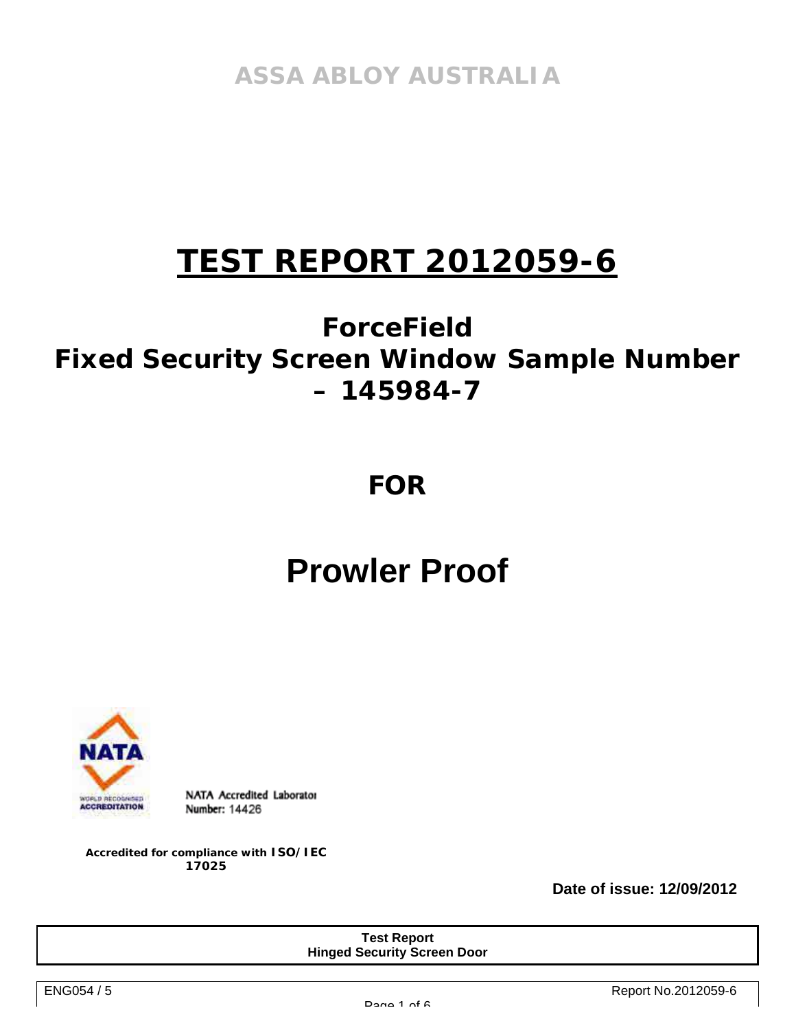ASSA ABLOY AUSTRALIA

# TEST REPORT 2012059-6

## ForceField
## Fixed Security Screen Window Sample Number – 145984-7

## FOR

# Prowler Proof

NATA

WORLD RECOGNISED ACCREDITATION

NATA Accredited Laborator
Number: 14426

**Accredited for compliance with ISO/IEC 17025**

**Date of issue: 12/09/2012**

| **Test Report**<br>**Hinged Security Screen Door** |
|---|

ENG054 / 5

Report No.2012059-6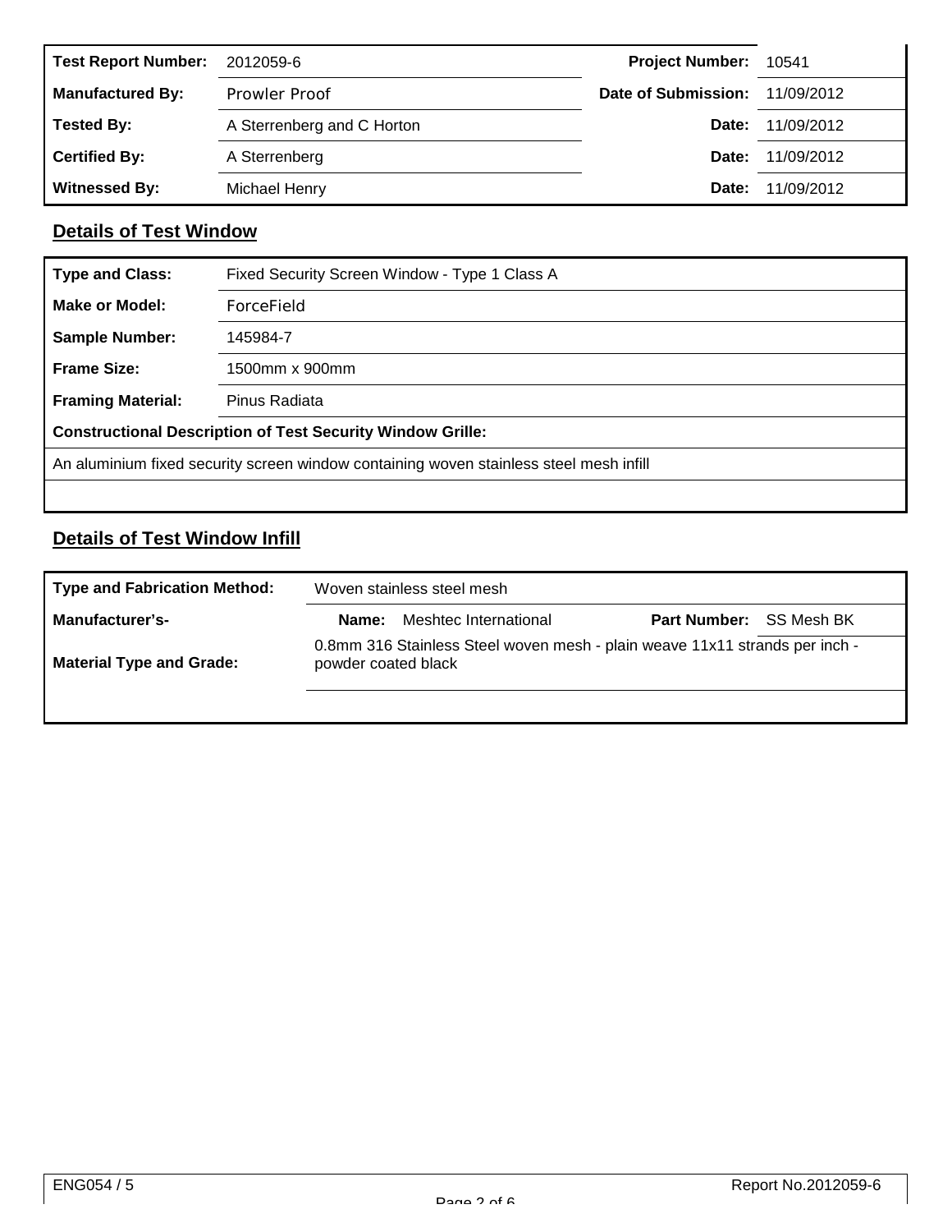| Test Report Number: | 2012059-6 | Project Number: | 10541 |
|---|---|---|---|
| Manufactured By: | Prowler Proof | Date of Submission: | 11/09/2012 |
| Tested By: | A Sterrenberg and C Horton | Date: | 11/09/2012 |
| Certified By: | A Sterrenberg | Date: | 11/09/2012 |
| Witnessed By: | Michael Henry | Date: | 11/09/2012 |

## Details of Test Window

| Type and Class: | Fixed Security Screen Window - Type 1 Class A |
|---|---|
| Make or Model: | ForceField |
| Sample Number: | 145984-7 |
| Frame Size: | 1500mm x 900mm |
| Framing Material: | Pinus Radiata |
| **Constructional Description of Test Security Window Grille:** | |
| An aluminium fixed security screen window containing woven stainless steel mesh infill | |

## Details of Test Window Infill

| Type and Fabrication Method: | Woven stainless steel mesh | | |
|---|---|---|---|
| Manufacturer's- | Name: Meshtec International | Part Number: | SS Mesh BK |
| Material Type and Grade: | 0.8mm 316 Stainless Steel woven mesh - plain weave 11x11 strands per inch - powder coated black | | |

ENG054 / 5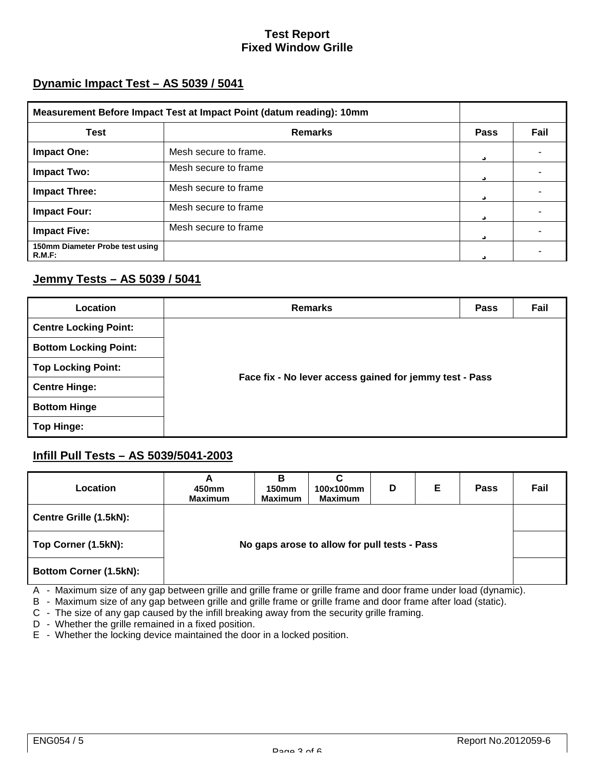# Test Report
# Fixed Window Grille

## Dynamic Impact Test – AS 5039 / 5041

| Measurement Before Impact Test at Impact Point (datum reading): 10mm | | | |
|---|---|---|---|
| **Test** | **Remarks** | **Pass** | **Fail** |
| **Impact One:** | Mesh secure to frame. | ✓ | - |
| **Impact Two:** | Mesh secure to frame | ✓ | - |
| **Impact Three:** | Mesh secure to frame | ✓ | - |
| **Impact Four:** | Mesh secure to frame | ✓ | - |
| **Impact Five:** | Mesh secure to frame | ✓ | - |
| **150mm Diameter Probe test using R.M.F:** | | ✓ | - |

## Jemmy Tests – AS 5039 / 5041

| Location | Remarks | Pass | Fail |
|---|---|---|---|
| **Centre Locking Point:** | | | |
| **Bottom Locking Point:** | | | |
| **Top Locking Point:** | **Face fix - No lever access gained for jemmy test - Pass** | | |
| **Centre Hinge:** | | | |
| **Bottom Hinge** | | | |
| **Top Hinge:** | | | |

## Infill Pull Tests – AS 5039/5041-2003

| Location | A 450mm Maximum | B 150mm Maximum | C 100x100mm Maximum | D | E | Pass | Fail |
|---|---|---|---|---|---|---|---|
| **Centre Grille (1.5kN):** | | | | | | | |
| **Top Corner (1.5kN):** | **No gaps arose to allow for pull tests - Pass** | | | | | | |
| **Bottom Corner (1.5kN):** | | | | | | | |

A - Maximum size of any gap between grille and grille frame or grille frame and door frame under load (dynamic).
B - Maximum size of any gap between grille and grille frame or grille frame and door frame after load (static).
C - The size of any gap caused by the infill breaking away from the security grille framing.
D - Whether the grille remained in a fixed position.
E - Whether the locking device maintained the door in a locked position.

ENG054 / 5 Report No.2012059-6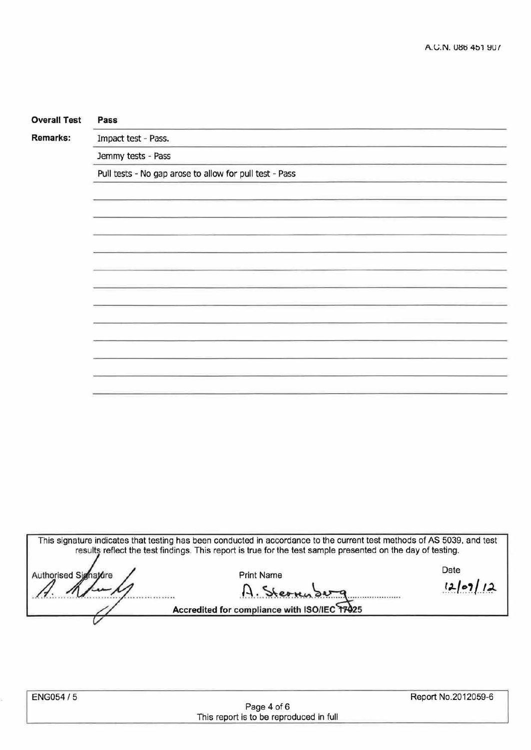A.C.N. 086 451 907

| **Overall Test** | **Pass** |
|---|---|
| **Remarks:** | Impact test - Pass. |
| | Jemmy tests - Pass |
| | Pull tests - No gap arose to allow for pull test - Pass |

This signature indicates that testing has been conducted in accordance to the current test methods of AS 5039, and test results reflect the test findings. This report is true for the test sample presented on the day of testing.

| Authorised Signature | Print Name | Date |
|---|---|---|
| *(signature)* | A. Sternberg | 12/09/12 |

**Accredited for compliance with ISO/IEC 17025**

ENG054 / 5

Report No.2012059-6

This report is to be reproduced in full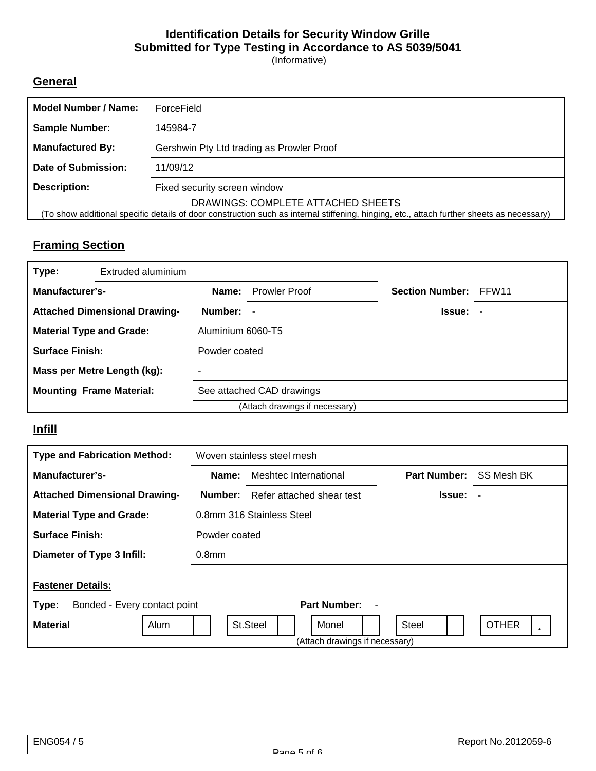**Identification Details for Security Window Grille**
**Submitted for Type Testing in Accordance to AS 5039/5041**
(Informative)

## General

| | |
|---|---|
| **Model Number / Name:** | ForceField |
| **Sample Number:** | 145984-7 |
| **Manufactured By:** | Gershwin Pty Ltd trading as Prowler Proof |
| **Date of Submission:** | 11/09/12 |
| **Description:** | Fixed security screen window |

DRAWINGS: COMPLETE ATTACHED SHEETS
(To show additional specific details of door construction such as internal stiffening, hinging, etc., attach further sheets as necessary)

## Framing Section

| | | | |
|---|---|---|---|
| **Type:** Extruded aluminium | | | |
| **Manufacturer's-** | **Name:** Prowler Proof | **Section Number:** | FFW11 |
| **Attached Dimensional Drawing-** | **Number:** - | **Issue:** | - |
| **Material Type and Grade:** | Aluminium 6060-T5 | | |
| **Surface Finish:** | Powder coated | | |
| **Mass per Metre Length (kg):** | - | | |
| **Mounting Frame Material:** | See attached CAD drawings | | |

(Attach drawings if necessary)

## Infill

| | | | |
|---|---|---|---|
| **Type and Fabrication Method:** | Woven stainless steel mesh | | |
| **Manufacturer's-** | **Name:** Meshtec International | **Part Number:** | SS Mesh BK |
| **Attached Dimensional Drawing-** | **Number:** Refer attached shear test | **Issue:** | - |
| **Material Type and Grade:** | 0.8mm 316 Stainless Steel | | |
| **Surface Finish:** | Powder coated | | |
| **Diameter of Type 3 Infill:** | 0.8mm | | |

**Fastener Details:**

**Type:** Bonded - Every contact point **Part Number:** -

| **Material** | Alum | | St.Steel | | Monel | | Steel | | OTHER | ˛ |
|---|---|---|---|---|---|---|---|---|---|---|

(Attach drawings if necessary)

ENG054 / 5 Report No.2012059-6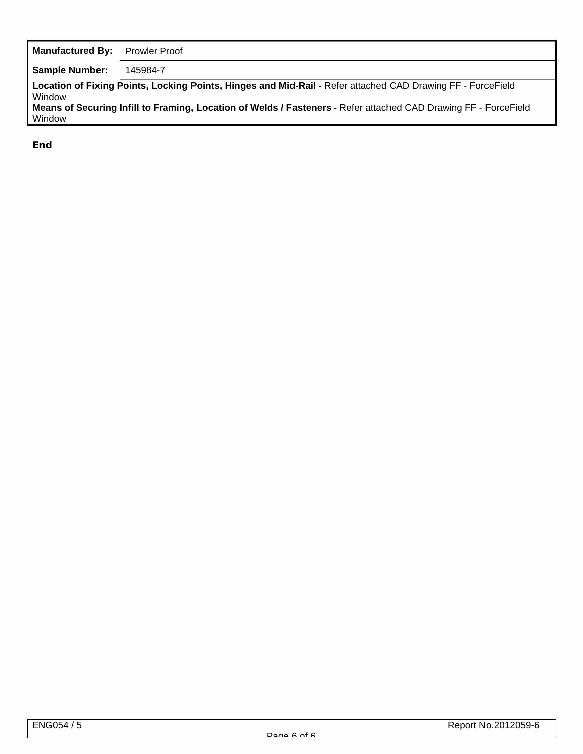| **Manufactured By:** | Prowler Proof |
|---|---|
| **Sample Number:** | 145984-7 |

**Location of Fixing Points, Locking Points, Hinges and Mid-Rail -** Refer attached CAD Drawing FF - ForceField Window

**Means of Securing Infill to Framing, Location of Welds / Fasteners -** Refer attached CAD Drawing FF - ForceField Window

**End**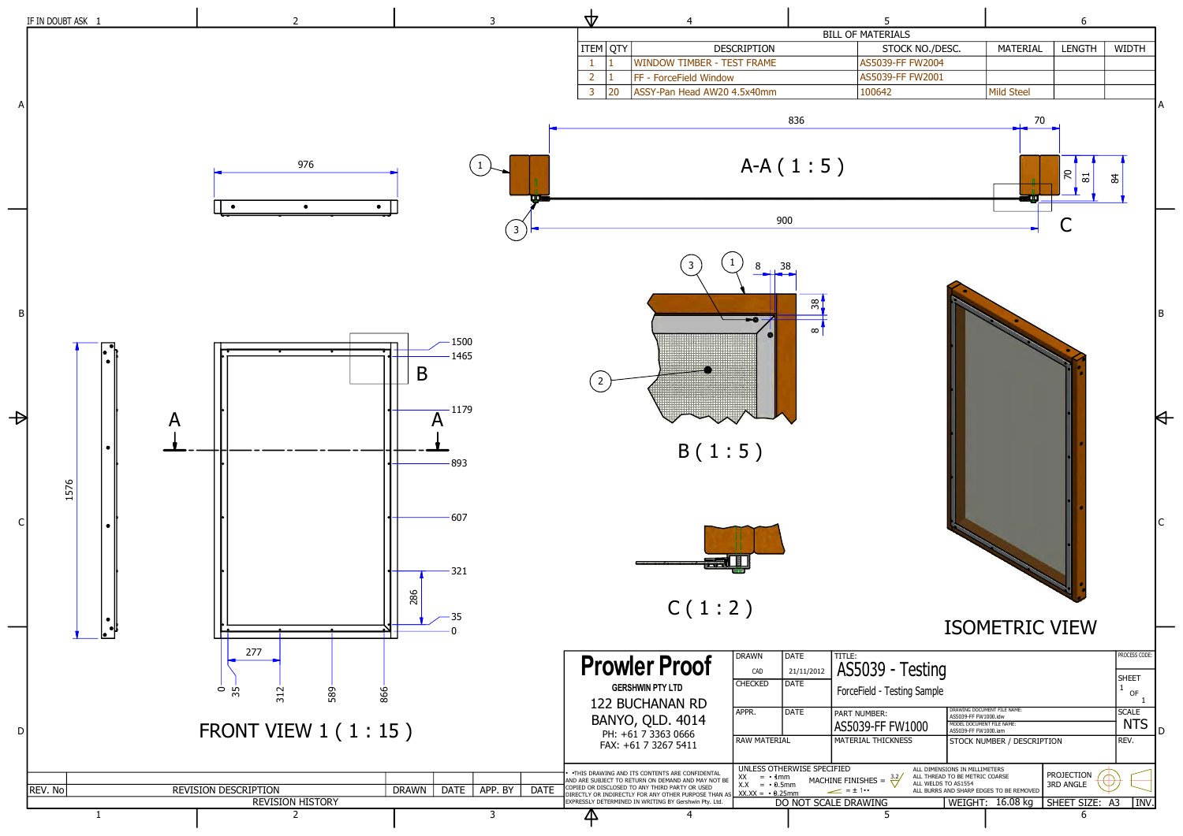IF IN DOUBT ASK

| BILL OF MATERIALS | | | | | | |
|---|---|---|---|---|---|---|
| ITEM | QTY | DESCRIPTION | STOCK NO./DESC. | MATERIAL | LENGTH | WIDTH |
| 1 | 1 | WINDOW TIMBER - TEST FRAME | AS5039-FF FW2004 | | | |
| 2 | 1 | FF - ForceField Window | AS5039-FF FW2001 | | | |
| 3 | 20 | ASSY-Pan Head AW20 4.5x40mm | 100642 | Mild Steel | | |

A-A ( 1 : 5 )

836, 70, 900, 70, 81, 84

B ( 1 : 5 )

8, 38, 38, 8

C ( 1 : 2 )

ISOMETRIC VIEW

FRONT VIEW 1 ( 1 : 15 )

976, 1576, 1500, 1465, 1179, 893, 607, 321, 35, 0, 286, 277, 0, 35, 312, 589, 866

**Prowler Proof**
GERSHWIN PTY LTD
122 BUCHANAN RD
BANYO, QLD. 4014
PH: +61 7 3363 0666
FAX: +61 7 3267 5411

| DRAWN | DATE | TITLE: | PROCESS CODE: |
|---|---|---|---|
| CAD | 21/11/2012 | AS5039 - Testing | SHEET 1 OF 1 |
| CHECKED | DATE | ForceField - Testing Sample | |
| APPR. | DATE | PART NUMBER: AS5039-FF FW1000 | SCALE NTS |
| RAW MATERIAL | | MATERIAL THICKNESS | STOCK NUMBER / DESCRIPTION | REV. |

DRAWING DOCUMENT FILE NAME: AS5039-FF FW1000.idw
MODEL DOCUMENT FILE NAME: AS5039-FF FW1000.iam

• •THIS DRAWING AND ITS CONTENTS ARE CONFIDENTIAL AND ARE SUBJECT TO RETURN ON DEMAND AND MAY NOT BE COPIED OR DISCLOSED TO ANY THIRD PARTY OR USED DIRECTLY OR INDIRECTLY FOR ANY OTHER PURPOSE THAN AS EXPRESSLY DETERMINED IN WRITING BY Gershwin Pty. Ltd.

UNLESS OTHERWISE SPECIFIED
XX = ± 1mm
X.X = ± 0.5mm
XX.XX = ± 0.25mm
MACHINE FINISHES = 3.2
= ± 1°

ALL DIMENSIONS IN MILLIMETERS
ALL THREAD TO BE METRIC COARSE
ALL WELDS TO AS1554
ALL BURRS AND SHARP EDGES TO BE REMOVED

PROJECTION 3RD ANGLE

DO NOT SCALE DRAWING | WEIGHT: 16.08 kg | SHEET SIZE: A3 | INV.

| REV. No | REVISION DESCRIPTION | DRAWN | DATE | APP. BY | DATE |
|---|---|---|---|---|---|

REVISION HISTORY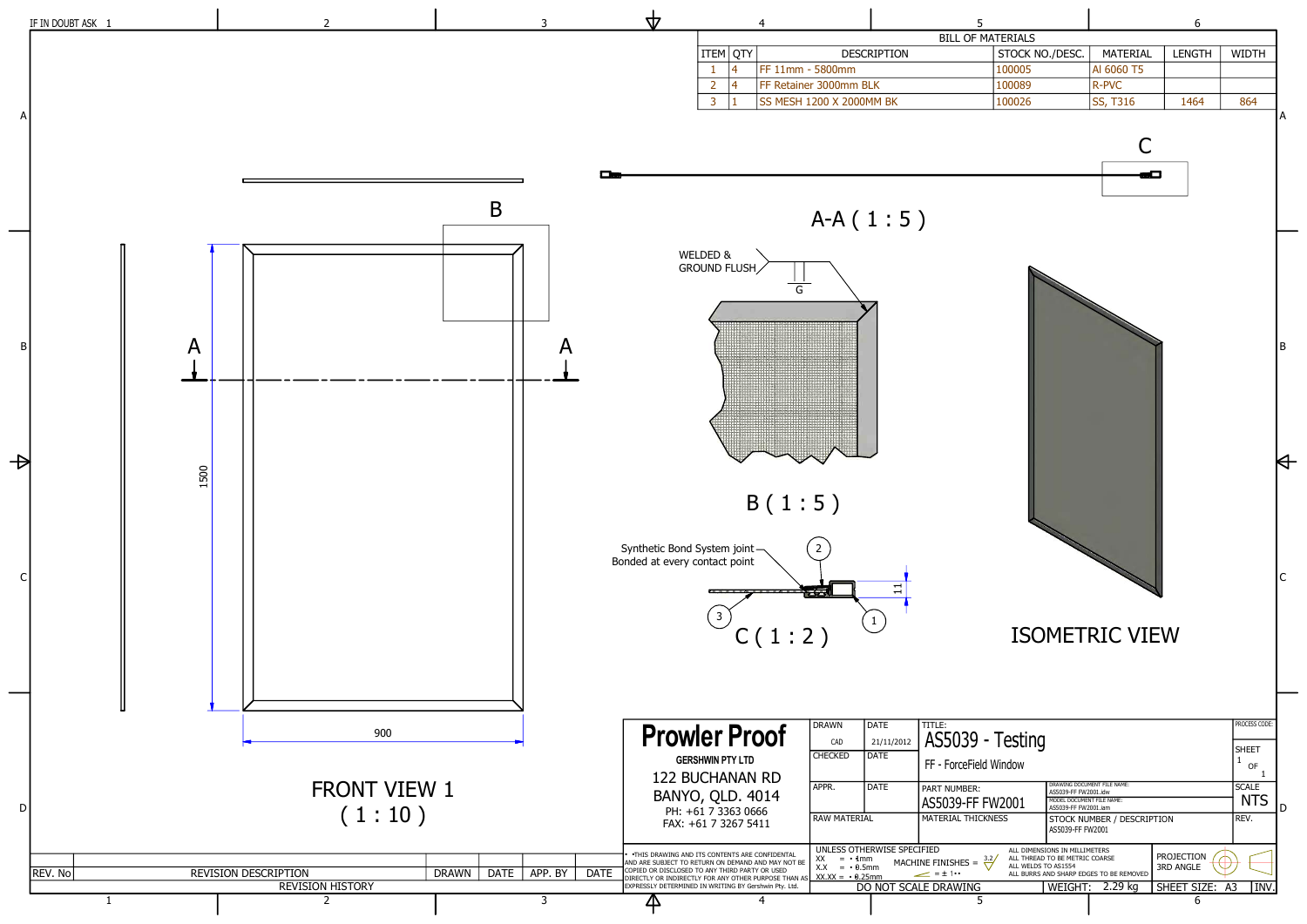IF IN DOUBT ASK

**BILL OF MATERIALS**

| ITEM | QTY | DESCRIPTION | STOCK NO./DESC. | MATERIAL | LENGTH | WIDTH |
|---|---|---|---|---|---|---|
| 1 | 4 | FF 11mm - 5800mm | 100005 | Al 6060 T5 | | |
| 2 | 4 | FF Retainer 3000mm BLK | 100089 | R-PVC | | |
| 3 | 1 | SS MESH 1200 X 2000MM BK | 100026 | SS, T316 | 1464 | 864 |

A-A ( 1 : 5 )

C

WELDED & GROUND FLUSH

G

B ( 1 : 5 )

Synthetic Bond System joint
Bonded at every contact point

11

C ( 1 : 2 )

ISOMETRIC VIEW

1500

900

FRONT VIEW 1
( 1 : 10 )

| REV. No | REVISION DESCRIPTION | DRAWN | DATE | APP. BY | DATE |
|---|---|---|---|---|---|

REVISION HISTORY

**Prowler Proof**
GERSHWIN PTY LTD
122 BUCHANAN RD
BANYO, QLD. 4014
PH: +61 7 3363 0666
FAX: +61 7 3267 5411

| DRAWN | DATE | TITLE: |
|---|---|---|
| CAD | 21/11/2012 | AS5039 - Testing |
| CHECKED | DATE | FF - ForceField Window |
| APPR. | DATE | PART NUMBER: AS5039-FF FW2001 |
| RAW MATERIAL | | MATERIAL THICKNESS |

DRAWING DOCUMENT FILE NAME: AS5039-FF FW2001.idw
MODEL DOCUMENT FILE NAME: AS5039-FF FW2001.iam
STOCK NUMBER / DESCRIPTION: AS5039-FF FW2001

PROCESS CODE:
SHEET 1 OF 1
SCALE NTS
REV.

• •THIS DRAWING AND ITS CONTENTS ARE CONFIDENTIAL AND ARE SUBJECT TO RETURN ON DEMAND AND MAY NOT BE COPIED OR DISCLOSED TO ANY THIRD PARTY OR USED DIRECTLY OR INDIRECTLY FOR ANY OTHER PURPOSE THAN AS EXPRESSLY DETERMINED IN WRITING BY Gershwin Pty. Ltd.

UNLESS OTHERWISE SPECIFIED
XX = • 1mm
X.X = • 0.5mm
XX.XX = • 0.25mm
MACHINE FINISHES = 3.2
= ± 1••

ALL DIMENSIONS IN MILLIMETERS
ALL THREAD TO BE METRIC COARSE
ALL WELDS TO AS1554
ALL BURRS AND SHARP EDGES TO BE REMOVED

PROJECTION 3RD ANGLE

DO NOT SCALE DRAWING

WEIGHT: 2.29 kg

SHEET SIZE: A3

INV.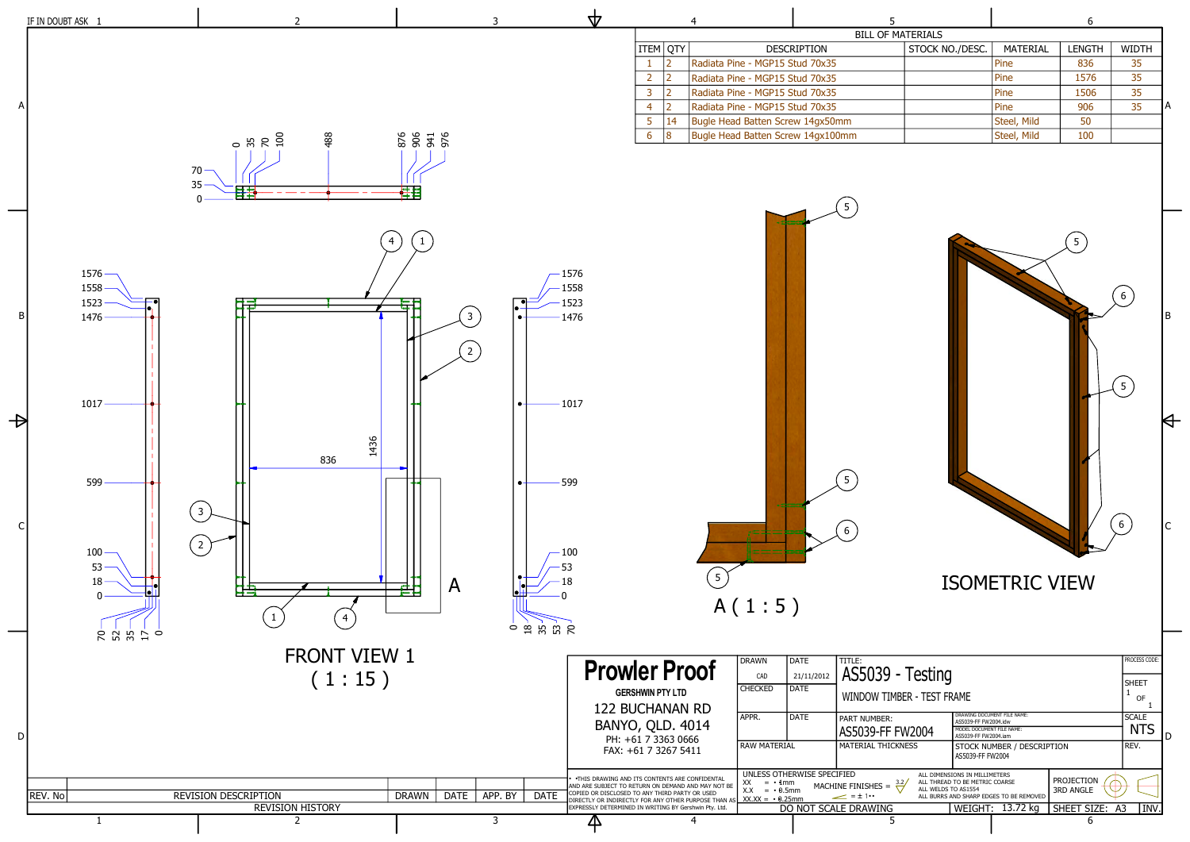IF IN DOUBT ASK

**BILL OF MATERIALS**

| ITEM | QTY | DESCRIPTION | STOCK NO./DESC. | MATERIAL | LENGTH | WIDTH |
|---|---|---|---|---|---|---|
| 1 | 2 | Radiata Pine - MGP15 Stud 70x35 | | Pine | 836 | 35 |
| 2 | 2 | Radiata Pine - MGP15 Stud 70x35 | | Pine | 1576 | 35 |
| 3 | 2 | Radiata Pine - MGP15 Stud 70x35 | | Pine | 1506 | 35 |
| 4 | 2 | Radiata Pine - MGP15 Stud 70x35 | | Pine | 906 | 35 |
| 5 | 14 | Bugle Head Batten Screw 14gx50mm | | Steel, Mild | 50 | |
| 6 | 8 | Bugle Head Batten Screw 14gx100mm | | Steel, Mild | 100 | |

FRONT VIEW 1
( 1 : 15 )

A ( 1 : 5 )

ISOMETRIC VIEW

| REV. No | REVISION DESCRIPTION | DRAWN | DATE | APP. BY | DATE |
|---|---|---|---|---|---|

REVISION HISTORY

**Prowler Proof**

GERSHWIN PTY LTD
122 BUCHANAN RD
BANYO, QLD. 4014
PH: +61 7 3363 0666
FAX: +61 7 3267 5411

DRAWN: CAD — DATE: 21/11/2012
CHECKED — DATE
APPR. — DATE
RAW MATERIAL

TITLE: AS5039 - Testing
WINDOW TIMBER - TEST FRAME

PART NUMBER: AS5039-FF FW2004
DRAWING DOCUMENT FILE NAME: AS5039-FF FW2004.idw
MODEL DOCUMENT FILE NAME: AS5039-FF FW2004.iam
MATERIAL THICKNESS
STOCK NUMBER / DESCRIPTION: AS5039-FF FW2004

PROCESS CODE:
SHEET 1 OF 1
SCALE NTS
REV.

THIS DRAWING AND ITS CONTENTS ARE CONFIDENTIAL AND ARE SUBJECT TO RETURN ON DEMAND AND MAY NOT BE COPIED OR DISCLOSED TO ANY THIRD PARTY OR USED DIRECTLY OR INDIRECTLY FOR ANY OTHER PURPOSE THAN AS EXPRESSLY DETERMINED IN WRITING BY Gershwin Pty. Ltd.

UNLESS OTHERWISE SPECIFIED
XX = ± 1mm
X.X = ± 0.5mm
XX.XX = ± 0.25mm
MACHINE FINISHES = 3.2
∠ = ± 1°

ALL DIMENSIONS IN MILLIMETERS
ALL THREAD TO BE METRIC COARSE
ALL WELDS TO AS1554
ALL BURRS AND SHARP EDGES TO BE REMOVED

PROJECTION 3RD ANGLE

DO NOT SCALE DRAWING
WEIGHT: 13.72 kg
SHEET SIZE: A3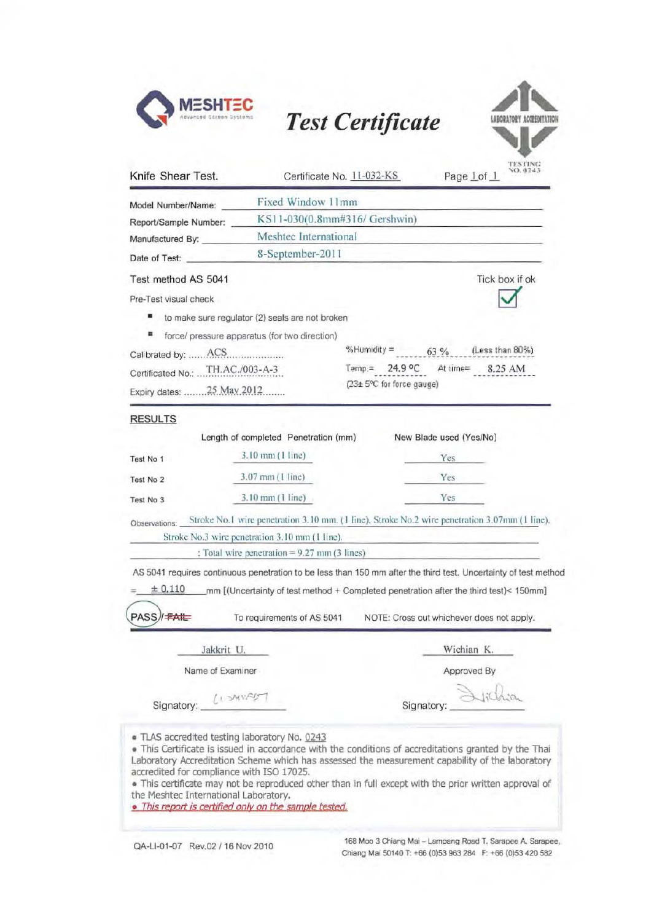MESHTEC
Advanced Screen Systems

# Test Certificate

LABORATORY ACCREDITATION
TESTING NO. 0243

Knife Shear Test. Certificate No. 11-032-KS Page 1 of 1

Model Number/Name: Fixed Window 11mm

Report/Sample Number: KS11-030(0.8mm#316/ Gershwin)

Manufactured By: Meshtec International

Date of Test: 8-September-2011

Test method AS 5041 Tick box if ok ☑

Pre-Test visual check

- to make sure regulator (2) seals are not broken
- force/ pressure apparatus (for two direction)

Calibrated by: ACS

Certificated No.: TH.AC./003-A-3

Expiry dates: 25 May 2012

%Humidity = 63 % (Less than 80%)

Temp.= 24.9 °C At time= 8.25 AM

(23± 5°C for force gauge)

## RESULTS

| | Length of completed Penetration (mm) | New Blade used (Yes/No) |
|---|---|---|
| Test No 1 | 3.10 mm (1 line) | Yes |
| Test No 2 | 3.07 mm (1 line) | Yes |
| Test No 3 | 3.10 mm (1 line) | Yes |

Observations: Stroke No.1 wire penetration 3.10 mm. (1 line). Stroke No.2 wire penetration 3.07mm (1 line). Stroke No.3 wire penetration 3.10 mm (1 line).
: Total wire penetration = 9.27 mm (3 lines)

AS 5041 requires continuous penetration to be less than 150 mm after the third test. Uncertainty of test method = ± 0.110 mm [(Uncertainty of test method + Completed penetration after the third test)< 150mm]

PASS / ~~FAIL~~ To requirements of AS 5041 NOTE: Cross out whichever does not apply.

| Jakkrit U. | Wichian K. |
|---|---|
| Name of Examiner | Approved By |
| Signature: | Signature: |

- TLAS accredited testing laboratory No. 0243
- This Certificate is issued in accordance with the conditions of accreditations granted by the Thai Laboratory Accreditation Scheme which has assessed the measurement capability of the laboratory accredited for compliance with ISO 17025.
- This certificate may not be reproduced other than in full except with the prior written approval of the Meshtec International Laboratory.
- *This report is certified only on the sample tested.*

QA-LI-01-07 Rev.02 / 16 Nov 2010

168 Moo 3 Chiang Mai – Lampang Road T. Sarapee A. Sarapee, Chiang Mai 50140 T: +66 (0)53 963 284 F: +66 (0)53 420 582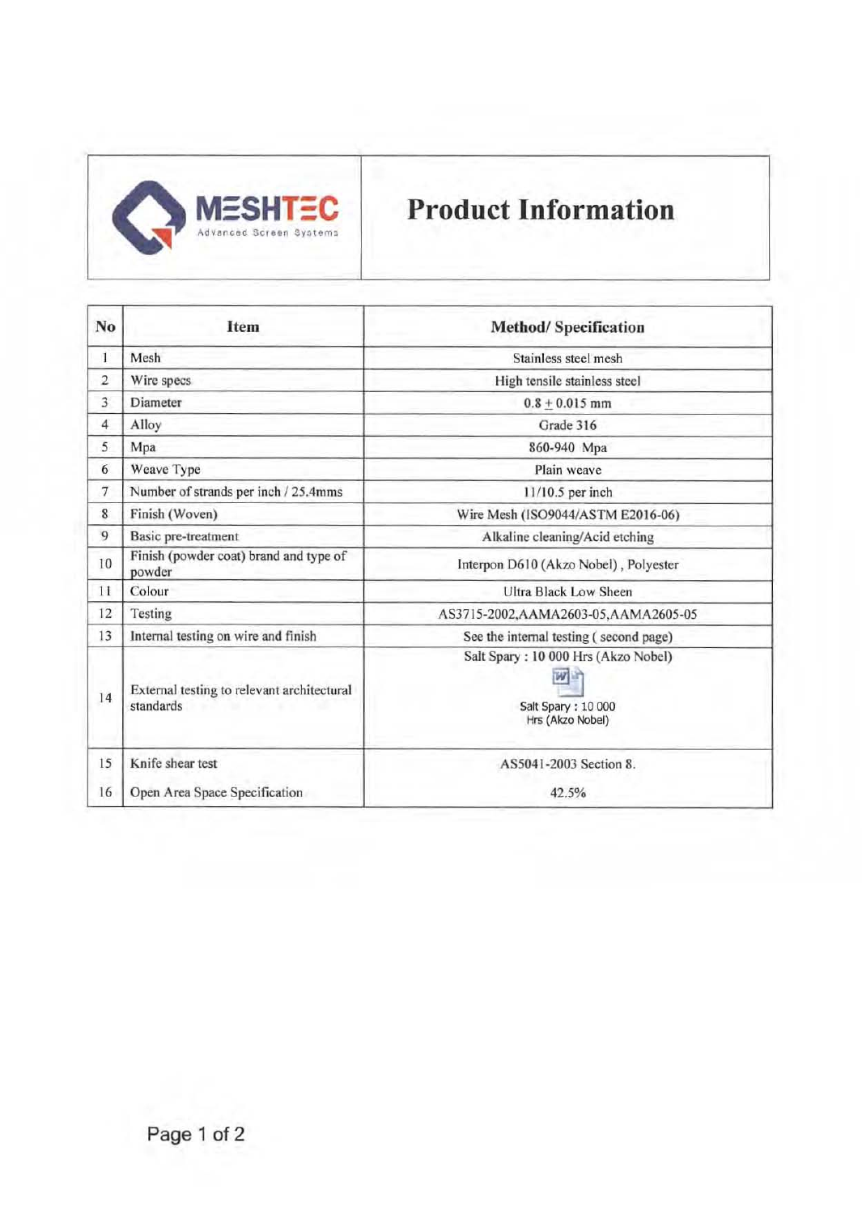| MESHTEC Advanced Screen Systems | Product Information |
|---|---|

| No | Item | Method/ Specification |
|---|---|---|
| 1 | Mesh | Stainless steel mesh |
| 2 | Wire specs | High tensile stainless steel |
| 3 | Diameter | 0.8 $\pm$ 0.015 mm |
| 4 | Alloy | Grade 316 |
| 5 | Mpa | 860-940 Mpa |
| 6 | Weave Type | Plain weave |
| 7 | Number of strands per inch / 25.4mms | 11/10.5 per inch |
| 8 | Finish (Woven) | Wire Mesh (ISO9044/ASTM E2016-06) |
| 9 | Basic pre-treatment | Alkaline cleaning/Acid etching |
| 10 | Finish (powder coat) brand and type of powder | Interpon D610 (Akzo Nobel), Polyester |
| 11 | Colour | Ultra Black Low Sheen |
| 12 | Testing | AS3715-2002,AAMA2603-05,AAMA2605-05 |
| 13 | Internal testing on wire and finish | See the internal testing ( second page) |
| 14 | External testing to relevant architectural standards | Salt Spary : 10 000 Hrs (Akzo Nobel) Salt Spary : 10 000 Hrs (Akzo Nobel) |
| 15 | Knife shear test | AS5041-2003 Section 8. |
| 16 | Open Area Space Specification | 42.5% |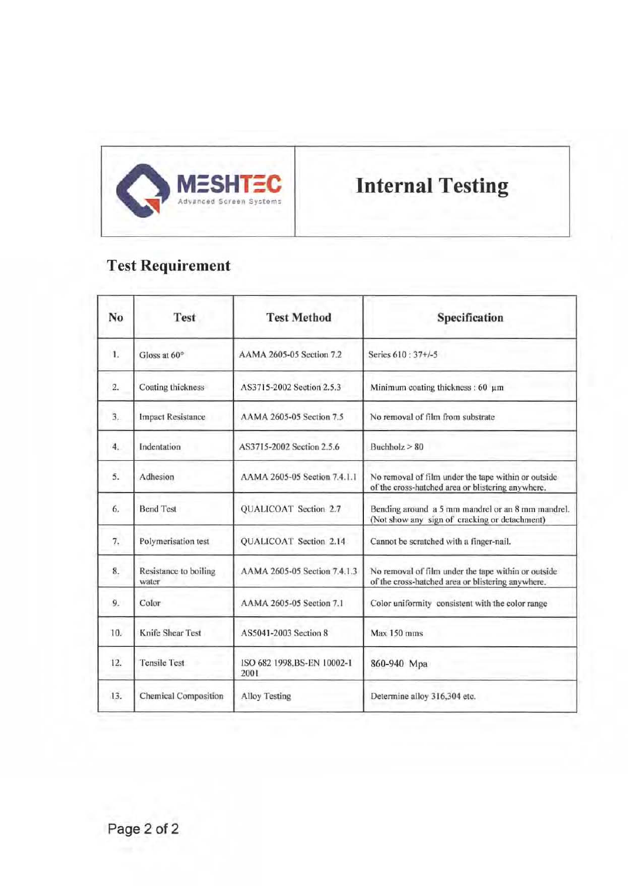| MESHTEC Advanced Screen Systems | Internal Testing |
|---|---|

## Test Requirement

| No | Test | Test Method | Specification |
|---|---|---|---|
| 1. | Gloss at 60° | AAMA 2605-05 Section 7.2 | Series 610 : 37+/-5 |
| 2. | Coating thickness | AS3715-2002 Section 2.5.3 | Minimum coating thickness : 60 µm |
| 3. | Impact Resistance | AAMA 2605-05 Section 7.5 | No removal of film from substrate |
| 4. | Indentation | AS3715-2002 Section 2.5.6 | Buchholz > 80 |
| 5. | Adhesion | AAMA 2605-05 Section 7.4.1.1 | No removal of film under the tape within or outside of the cross-hatched area or blistering anywhere. |
| 6. | Bend Test | QUALICOAT Section 2.7 | Bending around a 5 mm mandrel or an 8 mm mandrel. (Not show any sign of cracking or detachment) |
| 7. | Polymerisation test | QUALICOAT Section 2.14 | Cannot be scratched with a finger-nail. |
| 8. | Resistance to boiling water | AAMA 2605-05 Section 7.4.1.3 | No removal of film under the tape within or outside of the cross-hatched area or blistering anywhere. |
| 9. | Color | AAMA 2605-05 Section 7.1 | Color uniformity consistent with the color range |
| 10. | Knife Shear Test | AS5041-2003 Section 8 | Max 150 mms |
| 12. | Tensile Test | ISO 682 1998,BS-EN 10002-1 2001 | 860-940 Mpa |
| 13. | Chemical Composition | Alloy Testing | Determine alloy 316,304 etc. |